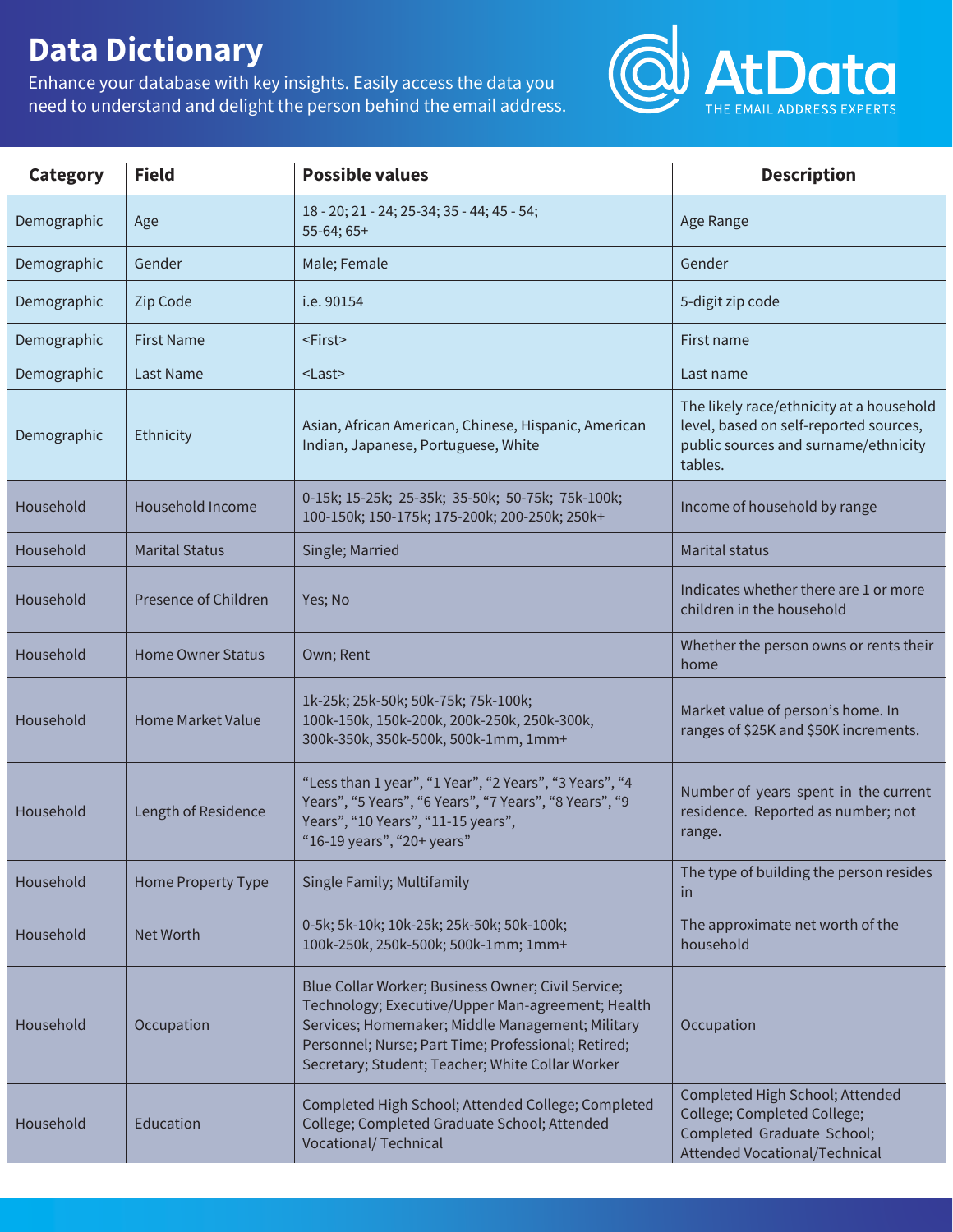# Data Dictionary

Enhance your database with key insights. Easily access the data you need to understand and delight the person behind the email address.

AtData
THE EMAIL ADDRESS EXPERTS

| Category | Field | Possible values | Description |
|---|---|---|---|
| Demographic | Age | 18 - 20; 21 - 24; 25-34; 35 - 44; 45 - 54; 55-64; 65+ | Age Range |
| Demographic | Gender | Male; Female | Gender |
| Demographic | Zip Code | i.e. 90154 | 5-digit zip code |
| Demographic | First Name | <First> | First name |
| Demographic | Last Name | <Last> | Last name |
| Demographic | Ethnicity | Asian, African American, Chinese, Hispanic, American Indian, Japanese, Portuguese, White | The likely race/ethnicity at a household level, based on self-reported sources, public sources and surname/ethnicity tables. |
| Household | Household Income | 0-15k; 15-25k; 25-35k; 35-50k; 50-75k; 75k-100k; 100-150k; 150-175k; 175-200k; 200-250k; 250k+ | Income of household by range |
| Household | Marital Status | Single; Married | Marital status |
| Household | Presence of Children | Yes; No | Indicates whether there are 1 or more children in the household |
| Household | Home Owner Status | Own; Rent | Whether the person owns or rents their home |
| Household | Home Market Value | 1k-25k; 25k-50k; 50k-75k; 75k-100k; 100k-150k, 150k-200k, 200k-250k, 250k-300k, 300k-350k, 350k-500k, 500k-1mm, 1mm+ | Market value of person's home. In ranges of $25K and $50K increments. |
| Household | Length of Residence | "Less than 1 year", "1 Year", "2 Years", "3 Years", "4 Years", "5 Years", "6 Years", "7 Years", "8 Years", "9 Years", "10 Years", "11-15 years", "16-19 years", "20+ years" | Number of years spent in the current residence. Reported as number; not range. |
| Household | Home Property Type | Single Family; Multifamily | The type of building the person resides in |
| Household | Net Worth | 0-5k; 5k-10k; 10k-25k; 25k-50k; 50k-100k; 100k-250k, 250k-500k; 500k-1mm; 1mm+ | The approximate net worth of the household |
| Household | Occupation | Blue Collar Worker; Business Owner; Civil Service; Technology; Executive/Upper Man-agreement; Health Services; Homemaker; Middle Management; Military Personnel; Nurse; Part Time; Professional; Retired; Secretary; Student; Teacher; White Collar Worker | Occupation |
| Household | Education | Completed High School; Attended College; Completed College; Completed Graduate School; Attended Vocational/ Technical | Completed High School; Attended College; Completed College; Completed Graduate School; Attended Vocational/Technical |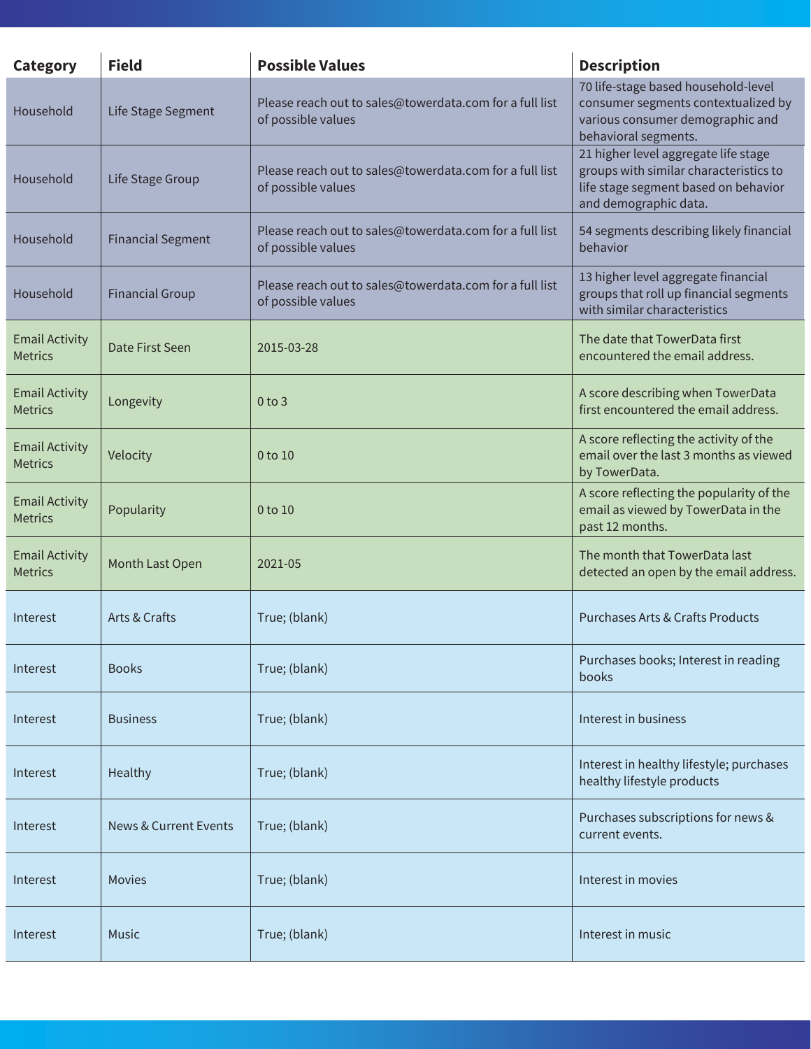| Category | Field | Possible Values | Description |
| --- | --- | --- | --- |
| Household | Life Stage Segment | Please reach out to sales@towerdata.com for a full list of possible values | 70 life-stage based household-level consumer segments contextualized by various consumer demographic and behavioral segments. |
| Household | Life Stage Group | Please reach out to sales@towerdata.com for a full list of possible values | 21 higher level aggregate life stage groups with similar characteristics to life stage segment based on behavior and demographic data. |
| Household | Financial Segment | Please reach out to sales@towerdata.com for a full list of possible values | 54 segments describing likely financial behavior |
| Household | Financial Group | Please reach out to sales@towerdata.com for a full list of possible values | 13 higher level aggregate financial groups that roll up financial segments with similar characteristics |
| Email Activity Metrics | Date First Seen | 2015-03-28 | The date that TowerData first encountered the email address. |
| Email Activity Metrics | Longevity | 0 to 3 | A score describing when TowerData first encountered the email address. |
| Email Activity Metrics | Velocity | 0 to 10 | A score reflecting the activity of the email over the last 3 months as viewed by TowerData. |
| Email Activity Metrics | Popularity | 0 to 10 | A score reflecting the popularity of the email as viewed by TowerData in the past 12 months. |
| Email Activity Metrics | Month Last Open | 2021-05 | The month that TowerData last detected an open by the email address. |
| Interest | Arts & Crafts | True; (blank) | Purchases Arts & Crafts Products |
| Interest | Books | True; (blank) | Purchases books; Interest in reading books |
| Interest | Business | True; (blank) | Interest in business |
| Interest | Healthy | True; (blank) | Interest in healthy lifestyle; purchases healthy lifestyle products |
| Interest | News & Current Events | True; (blank) | Purchases subscriptions for news & current events. |
| Interest | Movies | True; (blank) | Interest in movies |
| Interest | Music | True; (blank) | Interest in music |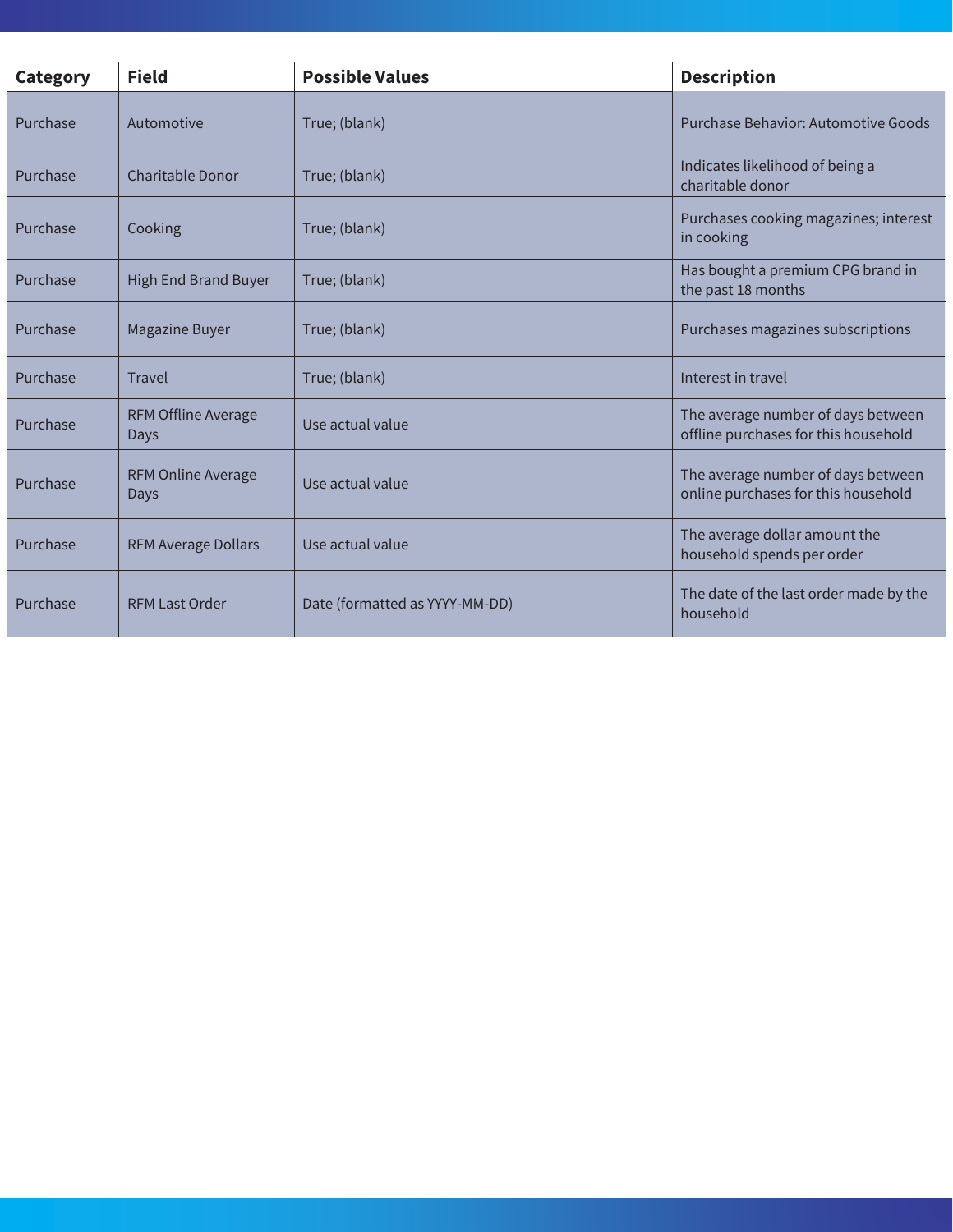| Category | Field | Possible Values | Description |
|---|---|---|---|
| Purchase | Automotive | True; (blank) | Purchase Behavior: Automotive Goods |
| Purchase | Charitable Donor | True; (blank) | Indicates likelihood of being a charitable donor |
| Purchase | Cooking | True; (blank) | Purchases cooking magazines; interest in cooking |
| Purchase | High End Brand Buyer | True; (blank) | Has bought a premium CPG brand in the past 18 months |
| Purchase | Magazine Buyer | True; (blank) | Purchases magazines subscriptions |
| Purchase | Travel | True; (blank) | Interest in travel |
| Purchase | RFM Offline Average Days | Use actual value | The average number of days between offline purchases for this household |
| Purchase | RFM Online Average Days | Use actual value | The average number of days between online purchases for this household |
| Purchase | RFM Average Dollars | Use actual value | The average dollar amount the household spends per order |
| Purchase | RFM Last Order | Date (formatted as YYYY-MM-DD) | The date of the last order made by the household |